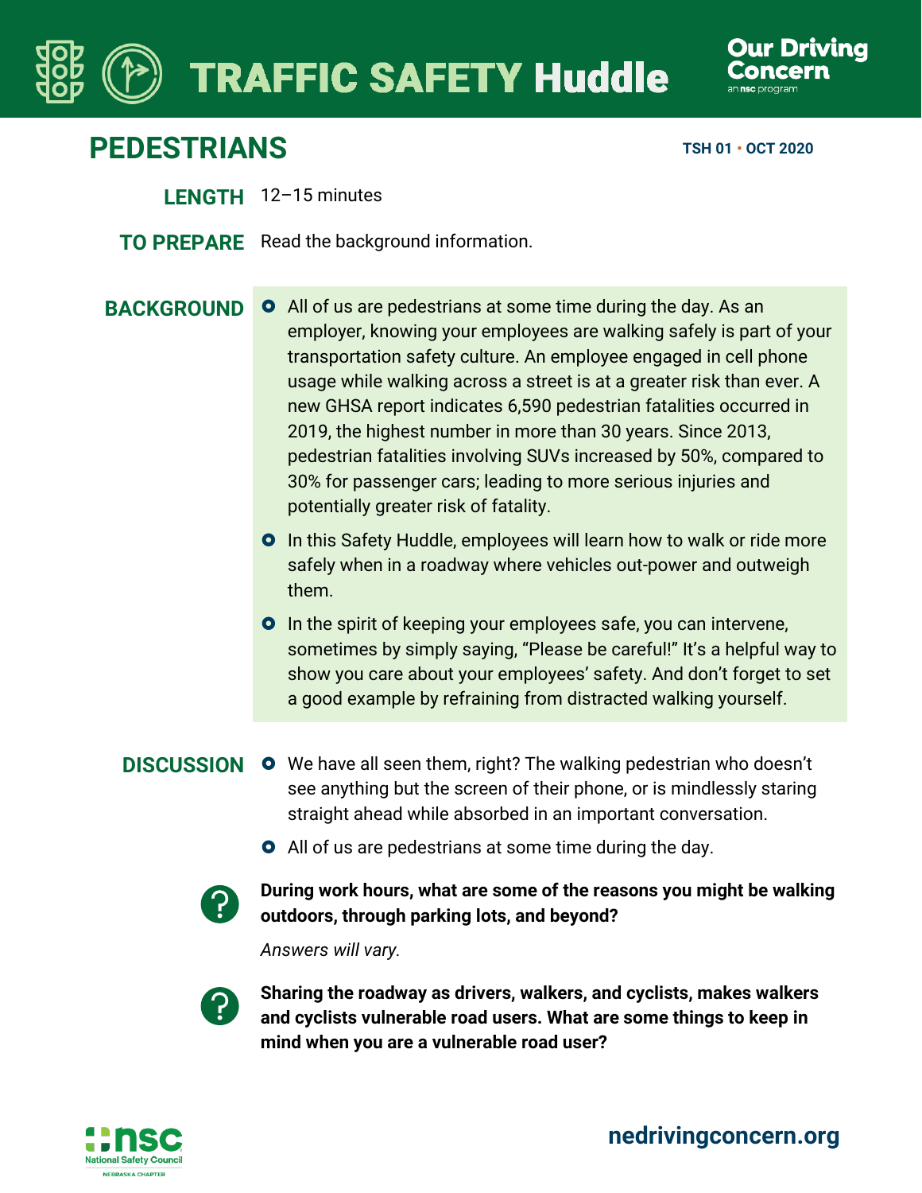# TRAFFIC SAFETY Huddle

Our Driving Concern — an nsc program

## PEDESTRIANS

TSH 01 • OCT 2020

**LENGTH** 12–15 minutes

**TO PREPARE** Read the background information.

### BACKGROUND

- All of us are pedestrians at some time during the day. As an employer, knowing your employees are walking safely is part of your transportation safety culture. An employee engaged in cell phone usage while walking across a street is at a greater risk than ever. A new GHSA report indicates 6,590 pedestrian fatalities occurred in 2019, the highest number in more than 30 years. Since 2013, pedestrian fatalities involving SUVs increased by 50%, compared to 30% for passenger cars; leading to more serious injuries and potentially greater risk of fatality.
- In this Safety Huddle, employees will learn how to walk or ride more safely when in a roadway where vehicles out-power and outweigh them.
- In the spirit of keeping your employees safe, you can intervene, sometimes by simply saying, "Please be careful!" It's a helpful way to show you care about your employees' safety. And don't forget to set a good example by refraining from distracted walking yourself.

### DISCUSSION

- We have all seen them, right? The walking pedestrian who doesn't see anything but the screen of their phone, or is mindlessly staring straight ahead while absorbed in an important conversation.
- All of us are pedestrians at some time during the day.

**During work hours, what are some of the reasons you might be walking outdoors, through parking lots, and beyond?**

*Answers will vary.*

**Sharing the roadway as drivers, walkers, and cyclists, makes walkers and cyclists vulnerable road users. What are some things to keep in mind when you are a vulnerable road user?**

nsc National Safety Council — Nebraska Chapter

nedrivingconcern.org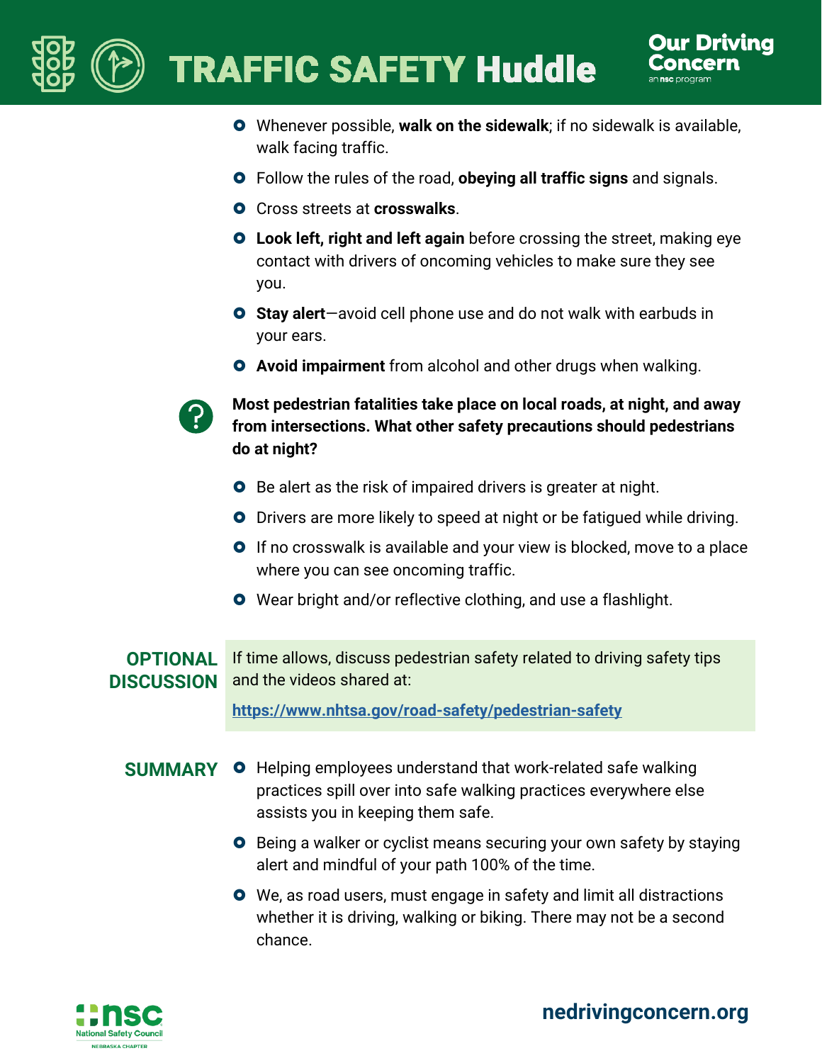- Whenever possible, **walk on the sidewalk**; if no sidewalk is available, walk facing traffic.
- Follow the rules of the road, **obeying all traffic signs** and signals.
- Cross streets at **crosswalks**.
- **Look left, right and left again** before crossing the street, making eye contact with drivers of oncoming vehicles to make sure they see you.
- **Stay alert**—avoid cell phone use and do not walk with earbuds in your ears.
- **Avoid impairment** from alcohol and other drugs when walking.

**Most pedestrian fatalities take place on local roads, at night, and away from intersections. What other safety precautions should pedestrians do at night?**

- Be alert as the risk of impaired drivers is greater at night.
- Drivers are more likely to speed at night or be fatigued while driving.
- If no crosswalk is available and your view is blocked, move to a place where you can see oncoming traffic.
- Wear bright and/or reflective clothing, and use a flashlight.

## OPTIONAL DISCUSSION

If time allows, discuss pedestrian safety related to driving safety tips and the videos shared at:

https://www.nhtsa.gov/road-safety/pedestrian-safety

## SUMMARY

- Helping employees understand that work-related safe walking practices spill over into safe walking practices everywhere else assists you in keeping them safe.
- Being a walker or cyclist means securing your own safety by staying alert and mindful of your path 100% of the time.
- We, as road users, must engage in safety and limit all distractions whether it is driving, walking or biking. There may not be a second chance.

nedrivingconcern.org